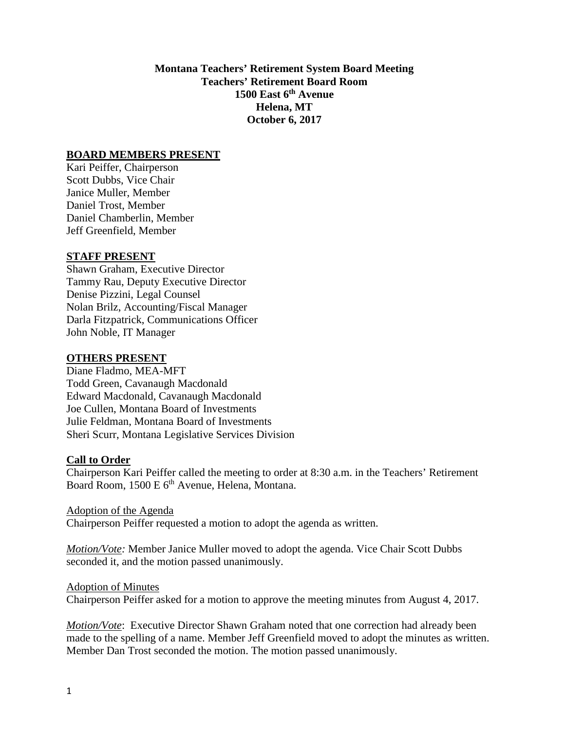**Montana Teachers' Retirement System Board Meeting**
**Teachers' Retirement Board Room**
**1500 East 6th Avenue**
**Helena, MT**
**October 6, 2017**

**BOARD MEMBERS PRESENT**

Kari Peiffer, Chairperson
Scott Dubbs, Vice Chair
Janice Muller, Member
Daniel Trost, Member
Daniel Chamberlin, Member
Jeff Greenfield, Member

**STAFF PRESENT**

Shawn Graham, Executive Director
Tammy Rau, Deputy Executive Director
Denise Pizzini, Legal Counsel
Nolan Brilz, Accounting/Fiscal Manager
Darla Fitzpatrick, Communications Officer
John Noble, IT Manager

**OTHERS PRESENT**

Diane Fladmo, MEA-MFT
Todd Green, Cavanaugh Macdonald
Edward Macdonald, Cavanaugh Macdonald
Joe Cullen, Montana Board of Investments
Julie Feldman, Montana Board of Investments
Sheri Scurr, Montana Legislative Services Division

**Call to Order**

Chairperson Kari Peiffer called the meeting to order at 8:30 a.m. in the Teachers' Retirement Board Room, 1500 E 6th Avenue, Helena, Montana.

Adoption of the Agenda

Chairperson Peiffer requested a motion to adopt the agenda as written.

*Motion/Vote:* Member Janice Muller moved to adopt the agenda. Vice Chair Scott Dubbs seconded it, and the motion passed unanimously.

Adoption of Minutes

Chairperson Peiffer asked for a motion to approve the meeting minutes from August 4, 2017.

*Motion/Vote*: Executive Director Shawn Graham noted that one correction had already been made to the spelling of a name. Member Jeff Greenfield moved to adopt the minutes as written. Member Dan Trost seconded the motion. The motion passed unanimously.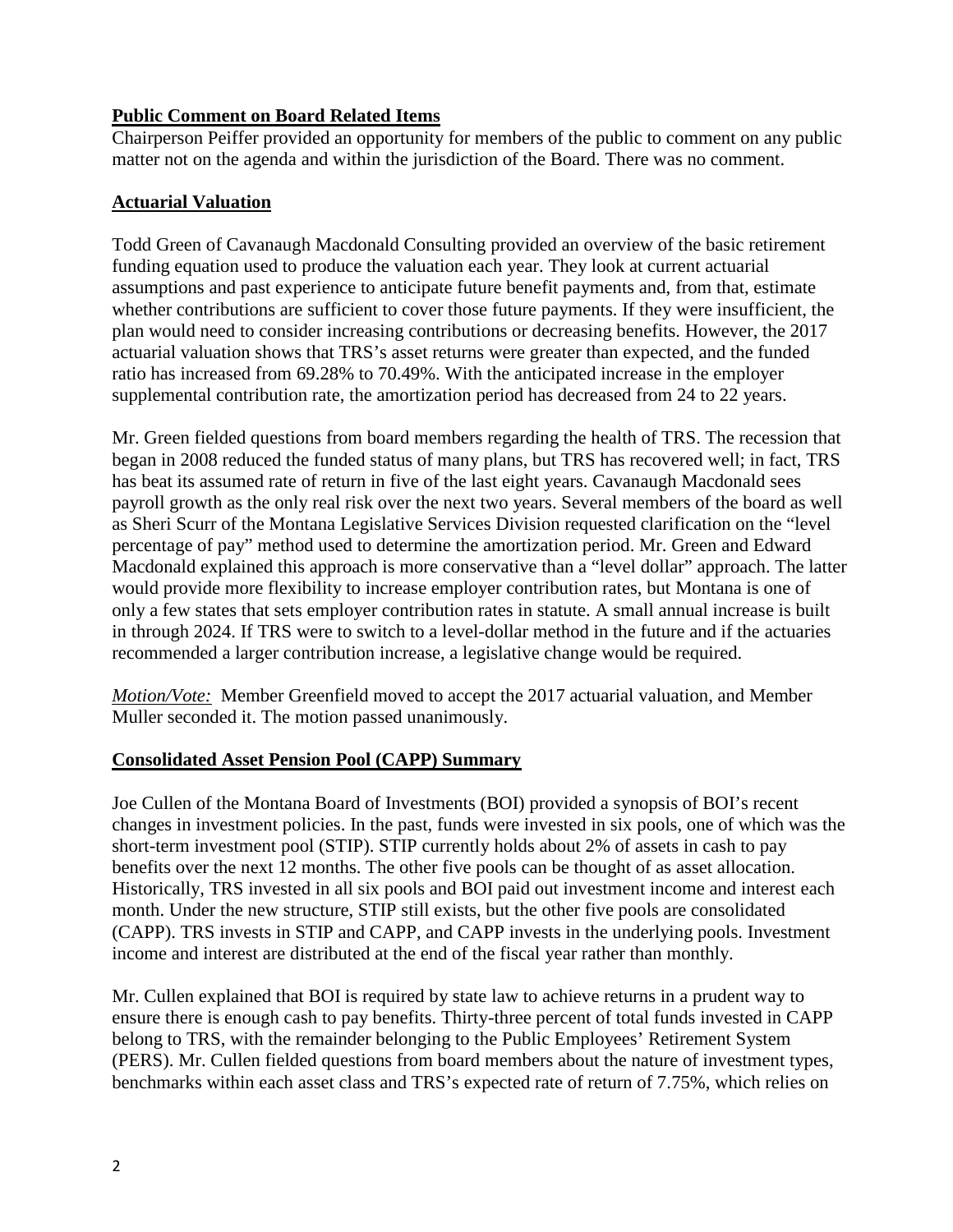**Public Comment on Board Related Items**

Chairperson Peiffer provided an opportunity for members of the public to comment on any public matter not on the agenda and within the jurisdiction of the Board. There was no comment.

**Actuarial Valuation**

Todd Green of Cavanaugh Macdonald Consulting provided an overview of the basic retirement funding equation used to produce the valuation each year. They look at current actuarial assumptions and past experience to anticipate future benefit payments and, from that, estimate whether contributions are sufficient to cover those future payments. If they were insufficient, the plan would need to consider increasing contributions or decreasing benefits. However, the 2017 actuarial valuation shows that TRS's asset returns were greater than expected, and the funded ratio has increased from 69.28% to 70.49%. With the anticipated increase in the employer supplemental contribution rate, the amortization period has decreased from 24 to 22 years.

Mr. Green fielded questions from board members regarding the health of TRS. The recession that began in 2008 reduced the funded status of many plans, but TRS has recovered well; in fact, TRS has beat its assumed rate of return in five of the last eight years. Cavanaugh Macdonald sees payroll growth as the only real risk over the next two years. Several members of the board as well as Sheri Scurr of the Montana Legislative Services Division requested clarification on the "level percentage of pay" method used to determine the amortization period. Mr. Green and Edward Macdonald explained this approach is more conservative than a "level dollar" approach. The latter would provide more flexibility to increase employer contribution rates, but Montana is one of only a few states that sets employer contribution rates in statute. A small annual increase is built in through 2024. If TRS were to switch to a level-dollar method in the future and if the actuaries recommended a larger contribution increase, a legislative change would be required.

*Motion/Vote:* Member Greenfield moved to accept the 2017 actuarial valuation, and Member Muller seconded it. The motion passed unanimously.

**Consolidated Asset Pension Pool (CAPP) Summary**

Joe Cullen of the Montana Board of Investments (BOI) provided a synopsis of BOI's recent changes in investment policies. In the past, funds were invested in six pools, one of which was the short-term investment pool (STIP). STIP currently holds about 2% of assets in cash to pay benefits over the next 12 months. The other five pools can be thought of as asset allocation. Historically, TRS invested in all six pools and BOI paid out investment income and interest each month. Under the new structure, STIP still exists, but the other five pools are consolidated (CAPP). TRS invests in STIP and CAPP, and CAPP invests in the underlying pools. Investment income and interest are distributed at the end of the fiscal year rather than monthly.

Mr. Cullen explained that BOI is required by state law to achieve returns in a prudent way to ensure there is enough cash to pay benefits. Thirty-three percent of total funds invested in CAPP belong to TRS, with the remainder belonging to the Public Employees' Retirement System (PERS). Mr. Cullen fielded questions from board members about the nature of investment types, benchmarks within each asset class and TRS's expected rate of return of 7.75%, which relies on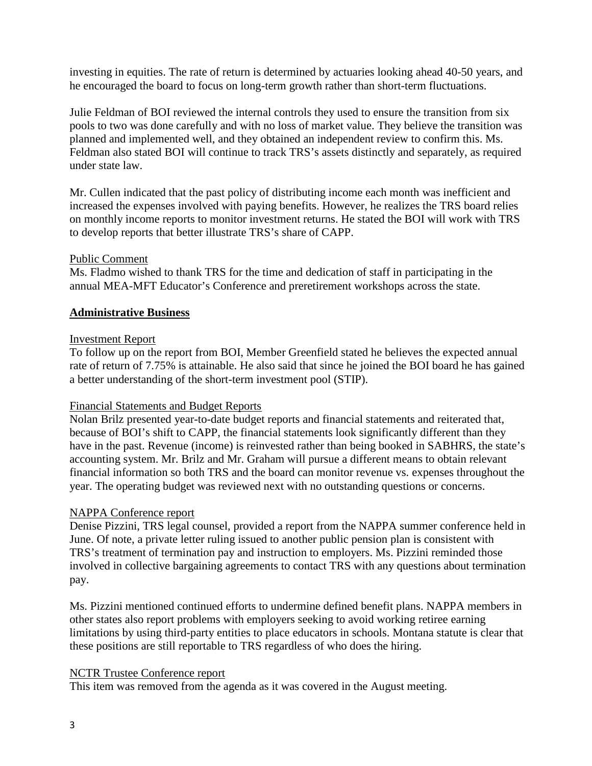investing in equities. The rate of return is determined by actuaries looking ahead 40-50 years, and he encouraged the board to focus on long-term growth rather than short-term fluctuations.

Julie Feldman of BOI reviewed the internal controls they used to ensure the transition from six pools to two was done carefully and with no loss of market value. They believe the transition was planned and implemented well, and they obtained an independent review to confirm this. Ms. Feldman also stated BOI will continue to track TRS's assets distinctly and separately, as required under state law.

Mr. Cullen indicated that the past policy of distributing income each month was inefficient and increased the expenses involved with paying benefits. However, he realizes the TRS board relies on monthly income reports to monitor investment returns. He stated the BOI will work with TRS to develop reports that better illustrate TRS's share of CAPP.

Public Comment

Ms. Fladmo wished to thank TRS for the time and dedication of staff in participating in the annual MEA-MFT Educator's Conference and preretirement workshops across the state.

## Administrative Business

Investment Report

To follow up on the report from BOI, Member Greenfield stated he believes the expected annual rate of return of 7.75% is attainable. He also said that since he joined the BOI board he has gained a better understanding of the short-term investment pool (STIP).

Financial Statements and Budget Reports

Nolan Brilz presented year-to-date budget reports and financial statements and reiterated that, because of BOI's shift to CAPP, the financial statements look significantly different than they have in the past. Revenue (income) is reinvested rather than being booked in SABHRS, the state's accounting system. Mr. Brilz and Mr. Graham will pursue a different means to obtain relevant financial information so both TRS and the board can monitor revenue vs. expenses throughout the year. The operating budget was reviewed next with no outstanding questions or concerns.

NAPPA Conference report

Denise Pizzini, TRS legal counsel, provided a report from the NAPPA summer conference held in June. Of note, a private letter ruling issued to another public pension plan is consistent with TRS's treatment of termination pay and instruction to employers. Ms. Pizzini reminded those involved in collective bargaining agreements to contact TRS with any questions about termination pay.

Ms. Pizzini mentioned continued efforts to undermine defined benefit plans. NAPPA members in other states also report problems with employers seeking to avoid working retiree earning limitations by using third-party entities to place educators in schools. Montana statute is clear that these positions are still reportable to TRS regardless of who does the hiring.

NCTR Trustee Conference report

This item was removed from the agenda as it was covered in the August meeting.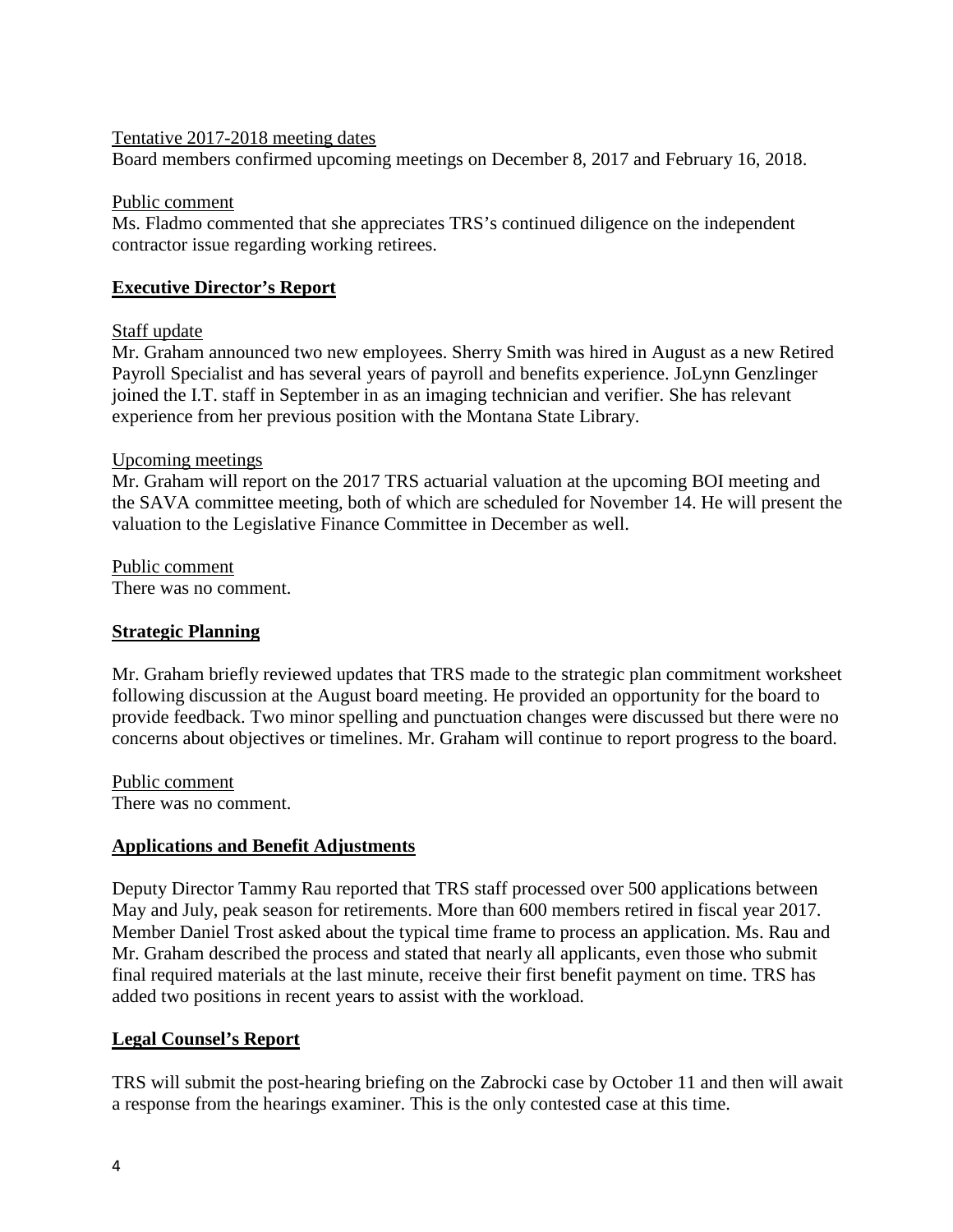Tentative 2017-2018 meeting dates

Board members confirmed upcoming meetings on December 8, 2017 and February 16, 2018.

Public comment

Ms. Fladmo commented that she appreciates TRS's continued diligence on the independent contractor issue regarding working retirees.

## Executive Director's Report

Staff update

Mr. Graham announced two new employees. Sherry Smith was hired in August as a new Retired Payroll Specialist and has several years of payroll and benefits experience. JoLynn Genzlinger joined the I.T. staff in September in as an imaging technician and verifier. She has relevant experience from her previous position with the Montana State Library.

Upcoming meetings

Mr. Graham will report on the 2017 TRS actuarial valuation at the upcoming BOI meeting and the SAVA committee meeting, both of which are scheduled for November 14. He will present the valuation to the Legislative Finance Committee in December as well.

Public comment

There was no comment.

## Strategic Planning

Mr. Graham briefly reviewed updates that TRS made to the strategic plan commitment worksheet following discussion at the August board meeting. He provided an opportunity for the board to provide feedback. Two minor spelling and punctuation changes were discussed but there were no concerns about objectives or timelines. Mr. Graham will continue to report progress to the board.

Public comment

There was no comment.

## Applications and Benefit Adjustments

Deputy Director Tammy Rau reported that TRS staff processed over 500 applications between May and July, peak season for retirements. More than 600 members retired in fiscal year 2017. Member Daniel Trost asked about the typical time frame to process an application. Ms. Rau and Mr. Graham described the process and stated that nearly all applicants, even those who submit final required materials at the last minute, receive their first benefit payment on time. TRS has added two positions in recent years to assist with the workload.

## Legal Counsel's Report

TRS will submit the post-hearing briefing on the Zabrocki case by October 11 and then will await a response from the hearings examiner. This is the only contested case at this time.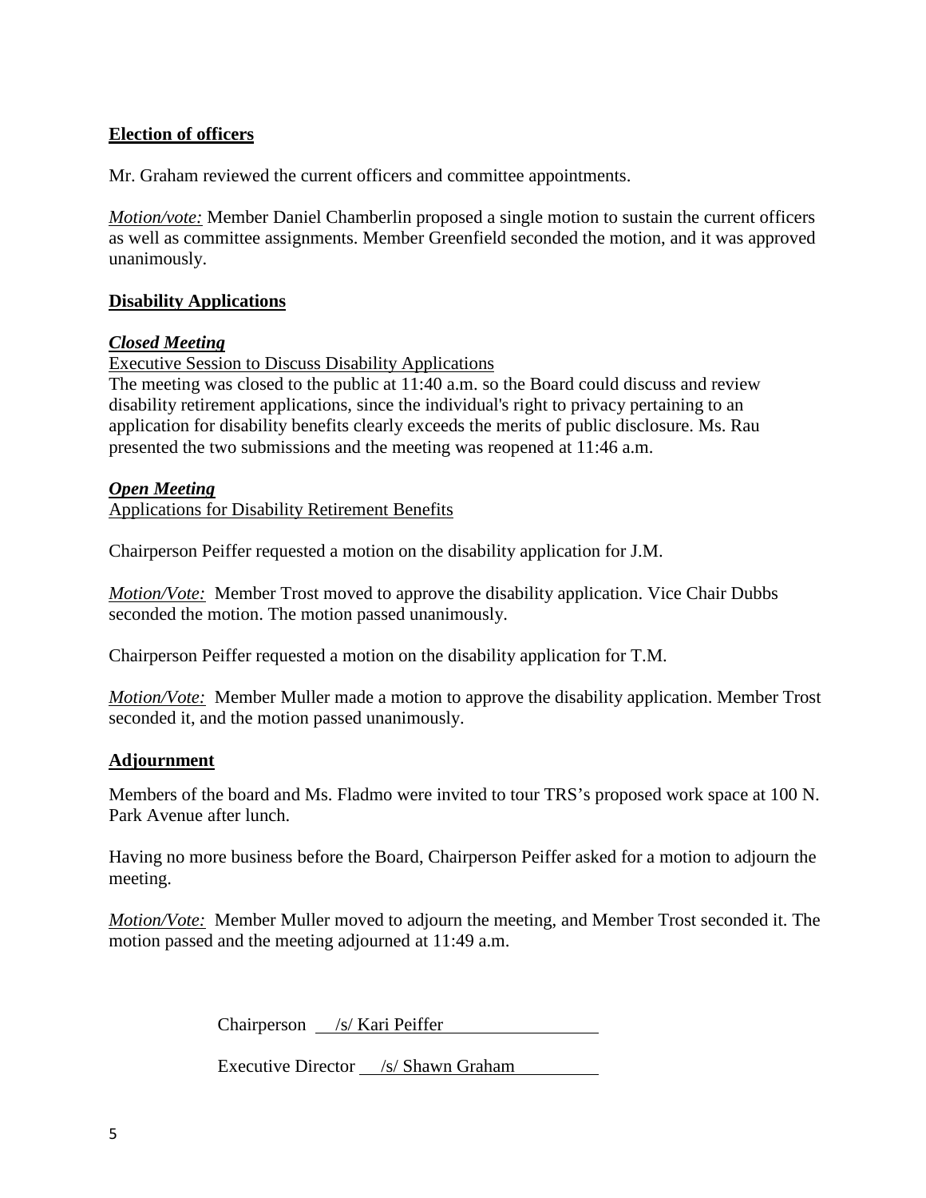**Election of officers**

Mr. Graham reviewed the current officers and committee appointments.

*Motion/vote:* Member Daniel Chamberlin proposed a single motion to sustain the current officers as well as committee assignments. Member Greenfield seconded the motion, and it was approved unanimously.

**Disability Applications**

***Closed Meeting***

Executive Session to Discuss Disability Applications

The meeting was closed to the public at 11:40 a.m. so the Board could discuss and review disability retirement applications, since the individual's right to privacy pertaining to an application for disability benefits clearly exceeds the merits of public disclosure. Ms. Rau presented the two submissions and the meeting was reopened at 11:46 a.m.

***Open Meeting***

Applications for Disability Retirement Benefits

Chairperson Peiffer requested a motion on the disability application for J.M.

*Motion/Vote:* Member Trost moved to approve the disability application. Vice Chair Dubbs seconded the motion. The motion passed unanimously.

Chairperson Peiffer requested a motion on the disability application for T.M.

*Motion/Vote:* Member Muller made a motion to approve the disability application. Member Trost seconded it, and the motion passed unanimously.

**Adjournment**

Members of the board and Ms. Fladmo were invited to tour TRS's proposed work space at 100 N. Park Avenue after lunch.

Having no more business before the Board, Chairperson Peiffer asked for a motion to adjourn the meeting.

*Motion/Vote:* Member Muller moved to adjourn the meeting, and Member Trost seconded it. The motion passed and the meeting adjourned at 11:49 a.m.

Chairperson /s/ Kari Peiffer

Executive Director /s/ Shawn Graham